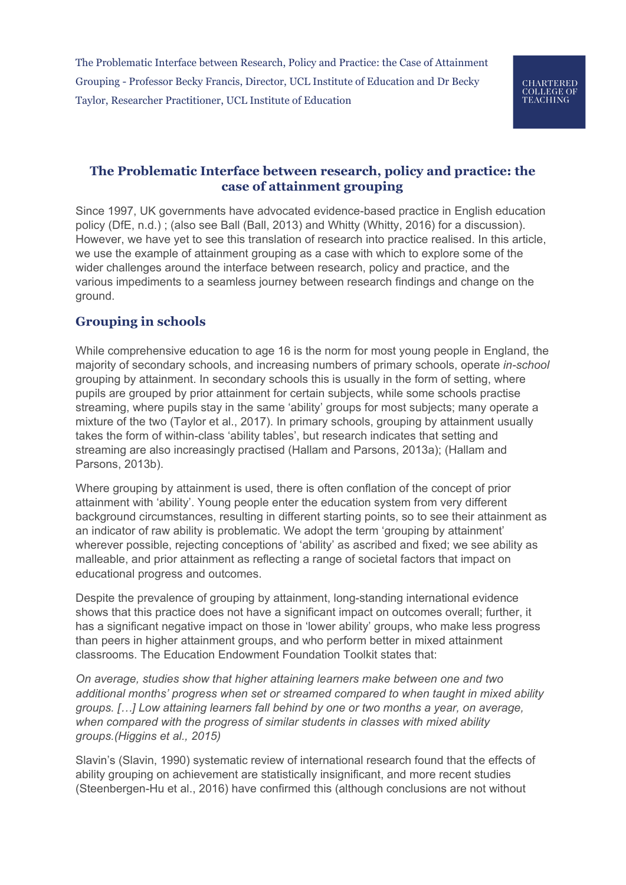# The Problematic Interface between research, policy and practice: the case of attainment grouping

Since 1997, UK governments have advocated evidence-based practice in English education policy (DfE, n.d.) ; (also see Ball (Ball, 2013) and Whitty (Whitty, 2016) for a discussion). However, we have yet to see this translation of research into practice realised. In this article, we use the example of attainment grouping as a case with which to explore some of the wider challenges around the interface between research, policy and practice, and the various impediments to a seamless journey between research findings and change on the ground.

## Grouping in schools

While comprehensive education to age 16 is the norm for most young people in England, the majority of secondary schools, and increasing numbers of primary schools, operate *in-school* grouping by attainment. In secondary schools this is usually in the form of setting, where pupils are grouped by prior attainment for certain subjects, while some schools practise streaming, where pupils stay in the same 'ability' groups for most subjects; many operate a mixture of the two (Taylor et al., 2017). In primary schools, grouping by attainment usually takes the form of within-class 'ability tables', but research indicates that setting and streaming are also increasingly practised (Hallam and Parsons, 2013a); (Hallam and Parsons, 2013b).

Where grouping by attainment is used, there is often conflation of the concept of prior attainment with 'ability'. Young people enter the education system from very different background circumstances, resulting in different starting points, so to see their attainment as an indicator of raw ability is problematic. We adopt the term 'grouping by attainment' wherever possible, rejecting conceptions of 'ability' as ascribed and fixed; we see ability as malleable, and prior attainment as reflecting a range of societal factors that impact on educational progress and outcomes.

Despite the prevalence of grouping by attainment, long-standing international evidence shows that this practice does not have a significant impact on outcomes overall; further, it has a significant negative impact on those in 'lower ability' groups, who make less progress than peers in higher attainment groups, and who perform better in mixed attainment classrooms. The Education Endowment Foundation Toolkit states that:

*On average, studies show that higher attaining learners make between one and two additional months' progress when set or streamed compared to when taught in mixed ability groups. […] Low attaining learners fall behind by one or two months a year, on average, when compared with the progress of similar students in classes with mixed ability groups.(Higgins et al., 2015)*

Slavin's (Slavin, 1990) systematic review of international research found that the effects of ability grouping on achievement are statistically insignificant, and more recent studies (Steenbergen-Hu et al., 2016) have confirmed this (although conclusions are not without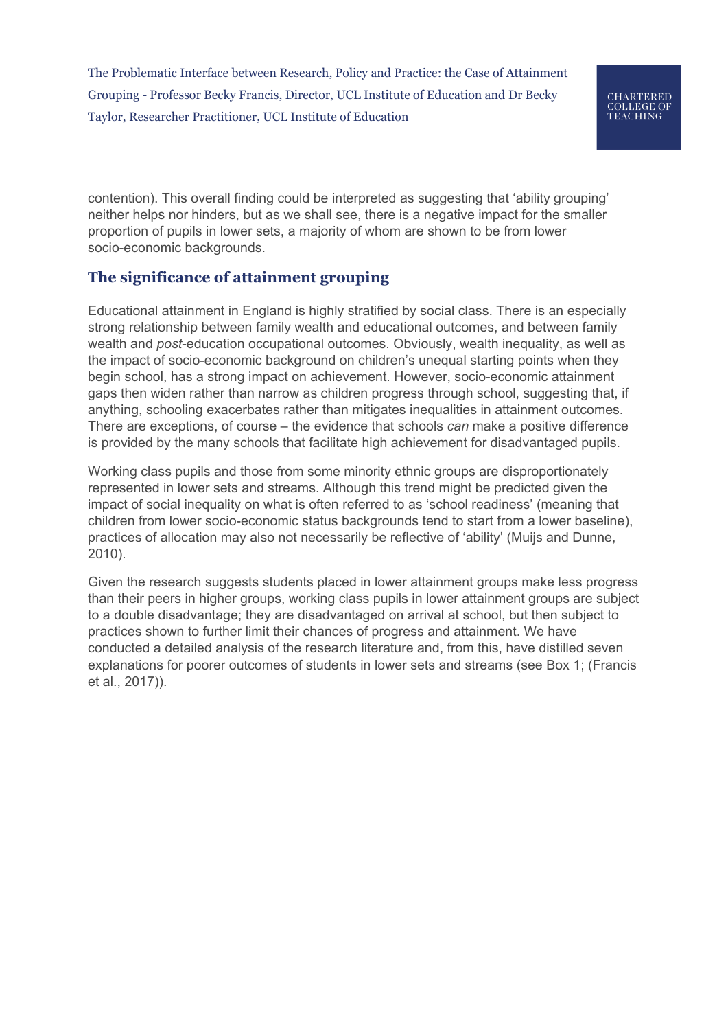contention). This overall finding could be interpreted as suggesting that 'ability grouping' neither helps nor hinders, but as we shall see, there is a negative impact for the smaller proportion of pupils in lower sets, a majority of whom are shown to be from lower socio-economic backgrounds.

## The significance of attainment grouping

Educational attainment in England is highly stratified by social class. There is an especially strong relationship between family wealth and educational outcomes, and between family wealth and *post*-education occupational outcomes. Obviously, wealth inequality, as well as the impact of socio-economic background on children's unequal starting points when they begin school, has a strong impact on achievement. However, socio-economic attainment gaps then widen rather than narrow as children progress through school, suggesting that, if anything, schooling exacerbates rather than mitigates inequalities in attainment outcomes. There are exceptions, of course – the evidence that schools *can* make a positive difference is provided by the many schools that facilitate high achievement for disadvantaged pupils.

Working class pupils and those from some minority ethnic groups are disproportionately represented in lower sets and streams. Although this trend might be predicted given the impact of social inequality on what is often referred to as 'school readiness' (meaning that children from lower socio-economic status backgrounds tend to start from a lower baseline), practices of allocation may also not necessarily be reflective of 'ability' (Muijs and Dunne, 2010).

Given the research suggests students placed in lower attainment groups make less progress than their peers in higher groups, working class pupils in lower attainment groups are subject to a double disadvantage; they are disadvantaged on arrival at school, but then subject to practices shown to further limit their chances of progress and attainment. We have conducted a detailed analysis of the research literature and, from this, have distilled seven explanations for poorer outcomes of students in lower sets and streams (see Box 1; (Francis et al., 2017)).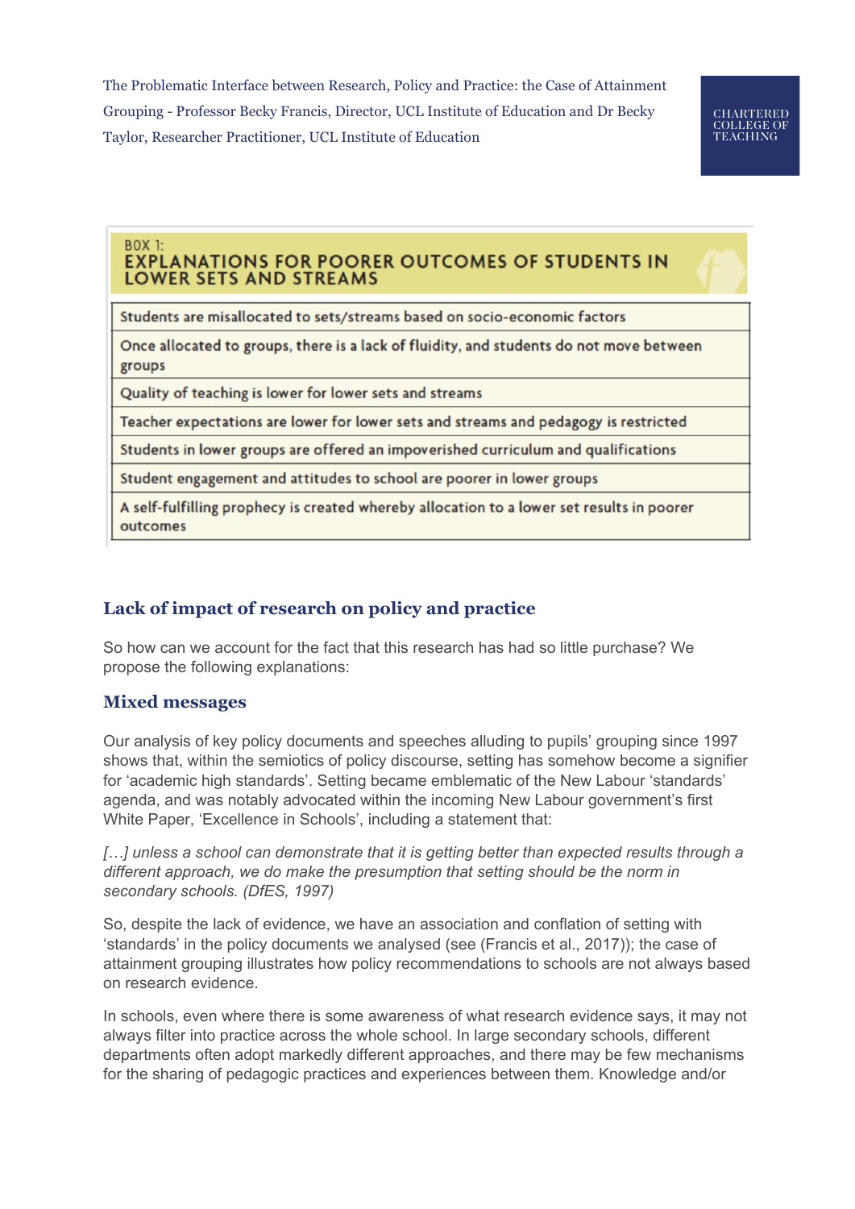**BOX 1:**
**EXPLANATIONS FOR POORER OUTCOMES OF STUDENTS IN LOWER SETS AND STREAMS**

| |
|---|
| Students are misallocated to sets/streams based on socio-economic factors |
| Once allocated to groups, there is a lack of fluidity, and students do not move between groups |
| Quality of teaching is lower for lower sets and streams |
| Teacher expectations are lower for lower sets and streams and pedagogy is restricted |
| Students in lower groups are offered an impoverished curriculum and qualifications |
| Student engagement and attitudes to school are poorer in lower groups |
| A self-fulfilling prophecy is created whereby allocation to a lower set results in poorer outcomes |

## Lack of impact of research on policy and practice

So how can we account for the fact that this research has had so little purchase? We propose the following explanations:

### Mixed messages

Our analysis of key policy documents and speeches alluding to pupils' grouping since 1997 shows that, within the semiotics of policy discourse, setting has somehow become a signifier for 'academic high standards'. Setting became emblematic of the New Labour 'standards' agenda, and was notably advocated within the incoming New Labour government's first White Paper, 'Excellence in Schools', including a statement that:

*[…] unless a school can demonstrate that it is getting better than expected results through a different approach, we do make the presumption that setting should be the norm in secondary schools. (DfES, 1997)*

So, despite the lack of evidence, we have an association and conflation of setting with 'standards' in the policy documents we analysed (see (Francis et al., 2017)); the case of attainment grouping illustrates how policy recommendations to schools are not always based on research evidence.

In schools, even where there is some awareness of what research evidence says, it may not always filter into practice across the whole school. In large secondary schools, different departments often adopt markedly different approaches, and there may be few mechanisms for the sharing of pedagogic practices and experiences between them. Knowledge and/or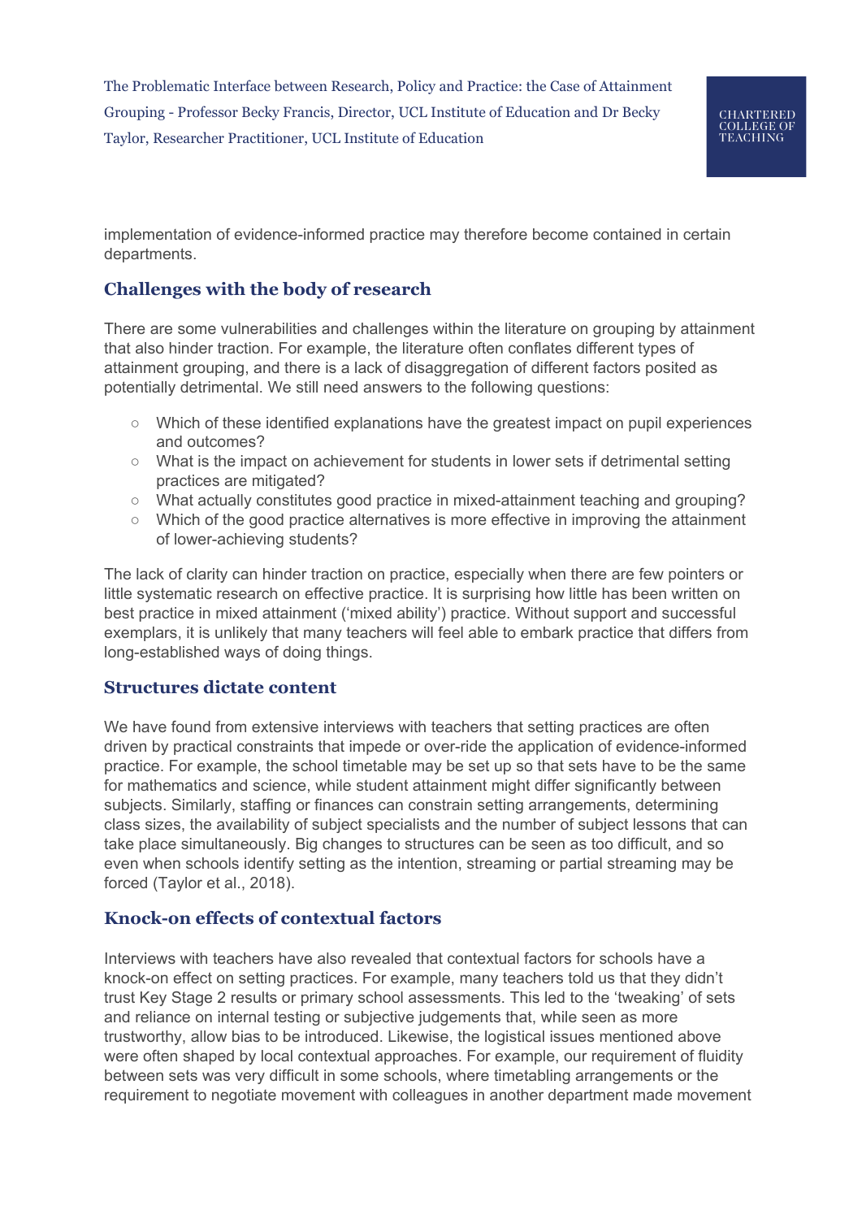implementation of evidence-informed practice may therefore become contained in certain departments.

## Challenges with the body of research

There are some vulnerabilities and challenges within the literature on grouping by attainment that also hinder traction. For example, the literature often conflates different types of attainment grouping, and there is a lack of disaggregation of different factors posited as potentially detrimental. We still need answers to the following questions:

- Which of these identified explanations have the greatest impact on pupil experiences and outcomes?
- What is the impact on achievement for students in lower sets if detrimental setting practices are mitigated?
- What actually constitutes good practice in mixed-attainment teaching and grouping?
- Which of the good practice alternatives is more effective in improving the attainment of lower-achieving students?

The lack of clarity can hinder traction on practice, especially when there are few pointers or little systematic research on effective practice. It is surprising how little has been written on best practice in mixed attainment ('mixed ability') practice. Without support and successful exemplars, it is unlikely that many teachers will feel able to embark practice that differs from long-established ways of doing things.

## Structures dictate content

We have found from extensive interviews with teachers that setting practices are often driven by practical constraints that impede or over-ride the application of evidence-informed practice. For example, the school timetable may be set up so that sets have to be the same for mathematics and science, while student attainment might differ significantly between subjects. Similarly, staffing or finances can constrain setting arrangements, determining class sizes, the availability of subject specialists and the number of subject lessons that can take place simultaneously. Big changes to structures can be seen as too difficult, and so even when schools identify setting as the intention, streaming or partial streaming may be forced (Taylor et al., 2018).

## Knock-on effects of contextual factors

Interviews with teachers have also revealed that contextual factors for schools have a knock-on effect on setting practices. For example, many teachers told us that they didn't trust Key Stage 2 results or primary school assessments. This led to the 'tweaking' of sets and reliance on internal testing or subjective judgements that, while seen as more trustworthy, allow bias to be introduced. Likewise, the logistical issues mentioned above were often shaped by local contextual approaches. For example, our requirement of fluidity between sets was very difficult in some schools, where timetabling arrangements or the requirement to negotiate movement with colleagues in another department made movement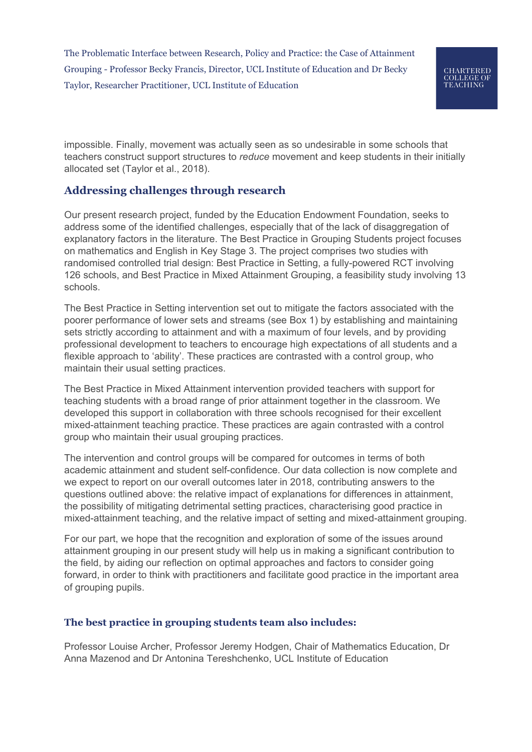impossible. Finally, movement was actually seen as so undesirable in some schools that teachers construct support structures to *reduce* movement and keep students in their initially allocated set (Taylor et al., 2018).

## Addressing challenges through research

Our present research project, funded by the Education Endowment Foundation, seeks to address some of the identified challenges, especially that of the lack of disaggregation of explanatory factors in the literature. The Best Practice in Grouping Students project focuses on mathematics and English in Key Stage 3. The project comprises two studies with randomised controlled trial design: Best Practice in Setting, a fully-powered RCT involving 126 schools, and Best Practice in Mixed Attainment Grouping, a feasibility study involving 13 schools.

The Best Practice in Setting intervention set out to mitigate the factors associated with the poorer performance of lower sets and streams (see Box 1) by establishing and maintaining sets strictly according to attainment and with a maximum of four levels, and by providing professional development to teachers to encourage high expectations of all students and a flexible approach to 'ability'. These practices are contrasted with a control group, who maintain their usual setting practices.

The Best Practice in Mixed Attainment intervention provided teachers with support for teaching students with a broad range of prior attainment together in the classroom. We developed this support in collaboration with three schools recognised for their excellent mixed-attainment teaching practice. These practices are again contrasted with a control group who maintain their usual grouping practices.

The intervention and control groups will be compared for outcomes in terms of both academic attainment and student self-confidence. Our data collection is now complete and we expect to report on our overall outcomes later in 2018, contributing answers to the questions outlined above: the relative impact of explanations for differences in attainment, the possibility of mitigating detrimental setting practices, characterising good practice in mixed-attainment teaching, and the relative impact of setting and mixed-attainment grouping.

For our part, we hope that the recognition and exploration of some of the issues around attainment grouping in our present study will help us in making a significant contribution to the field, by aiding our reflection on optimal approaches and factors to consider going forward, in order to think with practitioners and facilitate good practice in the important area of grouping pupils.

### The best practice in grouping students team also includes:

Professor Louise Archer, Professor Jeremy Hodgen, Chair of Mathematics Education, Dr Anna Mazenod and Dr Antonina Tereshchenko, UCL Institute of Education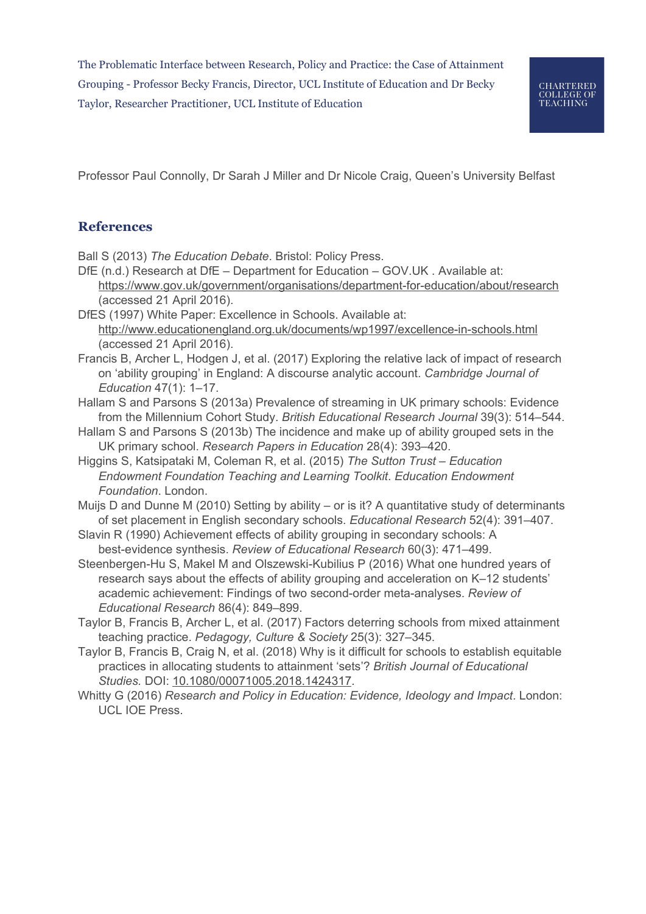Professor Paul Connolly, Dr Sarah J Miller and Dr Nicole Craig, Queen's University Belfast

## References

Ball S (2013) *The Education Debate*. Bristol: Policy Press.

DfE (n.d.) Research at DfE – Department for Education – GOV.UK . Available at: https://www.gov.uk/government/organisations/department-for-education/about/research (accessed 21 April 2016).

DfES (1997) White Paper: Excellence in Schools. Available at: http://www.educationengland.org.uk/documents/wp1997/excellence-in-schools.html (accessed 21 April 2016).

Francis B, Archer L, Hodgen J, et al. (2017) Exploring the relative lack of impact of research on 'ability grouping' in England: A discourse analytic account. *Cambridge Journal of Education* 47(1): 1–17.

Hallam S and Parsons S (2013a) Prevalence of streaming in UK primary schools: Evidence from the Millennium Cohort Study. *British Educational Research Journal* 39(3): 514–544.

Hallam S and Parsons S (2013b) The incidence and make up of ability grouped sets in the UK primary school. *Research Papers in Education* 28(4): 393–420.

Higgins S, Katsipataki M, Coleman R, et al. (2015) *The Sutton Trust – Education Endowment Foundation Teaching and Learning Toolkit*. *Education Endowment Foundation*. London.

Muijs D and Dunne M (2010) Setting by ability – or is it? A quantitative study of determinants of set placement in English secondary schools. *Educational Research* 52(4): 391–407.

Slavin R (1990) Achievement effects of ability grouping in secondary schools: A best-evidence synthesis. *Review of Educational Research* 60(3): 471–499.

Steenbergen-Hu S, Makel M and Olszewski-Kubilius P (2016) What one hundred years of research says about the effects of ability grouping and acceleration on K–12 students' academic achievement: Findings of two second-order meta-analyses. *Review of Educational Research* 86(4): 849–899.

Taylor B, Francis B, Archer L, et al. (2017) Factors deterring schools from mixed attainment teaching practice. *Pedagogy, Culture & Society* 25(3): 327–345.

Taylor B, Francis B, Craig N, et al. (2018) Why is it difficult for schools to establish equitable practices in allocating students to attainment 'sets'? *British Journal of Educational Studies.* DOI: 10.1080/00071005.2018.1424317.

Whitty G (2016) *Research and Policy in Education: Evidence, Ideology and Impact*. London: UCL IOE Press.